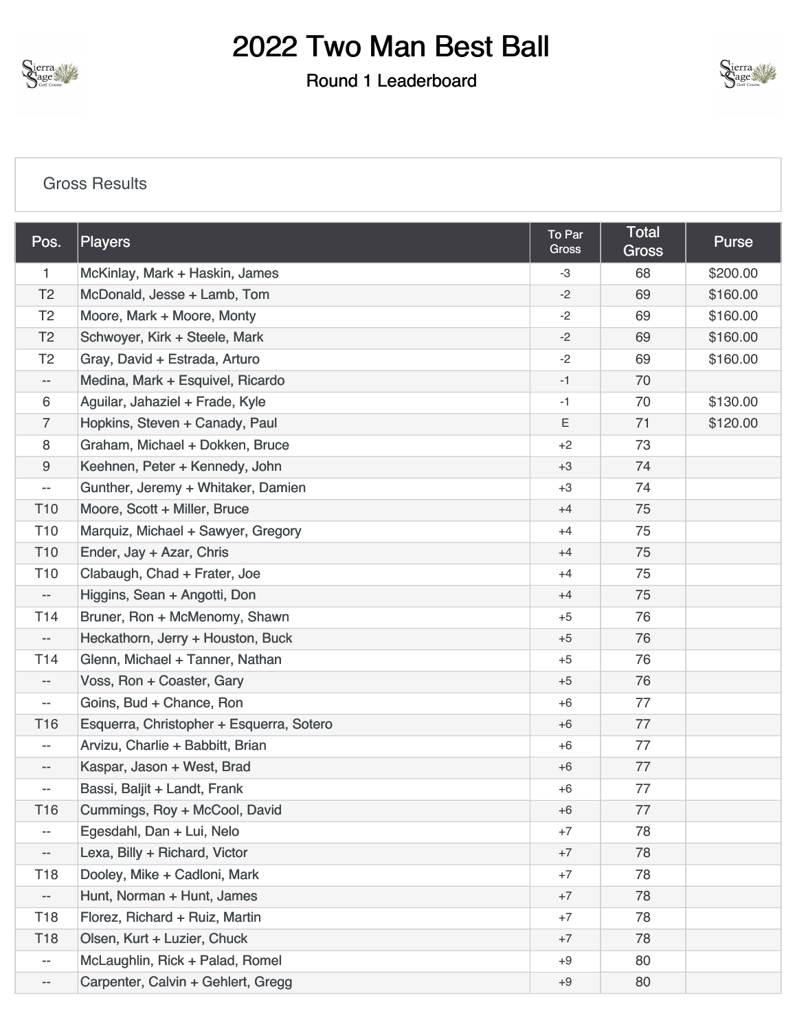# 2022 Two Man Best Ball

## Round 1 Leaderboard

Gross Results

| Pos. | Players | To Par Gross | Total Gross | Purse |
|---|---|---|---|---|
| 1 | McKinlay, Mark + Haskin, James | -3 | 68 | $200.00 |
| T2 | McDonald, Jesse + Lamb, Tom | -2 | 69 | $160.00 |
| T2 | Moore, Mark + Moore, Monty | -2 | 69 | $160.00 |
| T2 | Schwoyer, Kirk + Steele, Mark | -2 | 69 | $160.00 |
| T2 | Gray, David + Estrada, Arturo | -2 | 69 | $160.00 |
| -- | Medina, Mark + Esquivel, Ricardo | -1 | 70 | |
| 6 | Aguilar, Jahaziel + Frade, Kyle | -1 | 70 | $130.00 |
| 7 | Hopkins, Steven + Canady, Paul | E | 71 | $120.00 |
| 8 | Graham, Michael + Dokken, Bruce | +2 | 73 | |
| 9 | Keehnen, Peter + Kennedy, John | +3 | 74 | |
| -- | Gunther, Jeremy + Whitaker, Damien | +3 | 74 | |
| T10 | Moore, Scott + Miller, Bruce | +4 | 75 | |
| T10 | Marquiz, Michael + Sawyer, Gregory | +4 | 75 | |
| T10 | Ender, Jay + Azar, Chris | +4 | 75 | |
| T10 | Clabaugh, Chad + Frater, Joe | +4 | 75 | |
| -- | Higgins, Sean + Angotti, Don | +4 | 75 | |
| T14 | Bruner, Ron + McMenomy, Shawn | +5 | 76 | |
| -- | Heckathorn, Jerry + Houston, Buck | +5 | 76 | |
| T14 | Glenn, Michael + Tanner, Nathan | +5 | 76 | |
| -- | Voss, Ron + Coaster, Gary | +5 | 76 | |
| -- | Goins, Bud + Chance, Ron | +6 | 77 | |
| T16 | Esquerra, Christopher + Esquerra, Sotero | +6 | 77 | |
| -- | Arvizu, Charlie + Babbitt, Brian | +6 | 77 | |
| -- | Kaspar, Jason + West, Brad | +6 | 77 | |
| -- | Bassi, Baljit + Landt, Frank | +6 | 77 | |
| T16 | Cummings, Roy + McCool, David | +6 | 77 | |
| -- | Egesdahl, Dan + Lui, Nelo | +7 | 78 | |
| -- | Lexa, Billy + Richard, Victor | +7 | 78 | |
| T18 | Dooley, Mike + Cadloni, Mark | +7 | 78 | |
| -- | Hunt, Norman + Hunt, James | +7 | 78 | |
| T18 | Florez, Richard + Ruiz, Martin | +7 | 78 | |
| T18 | Olsen, Kurt + Luzier, Chuck | +7 | 78 | |
| -- | McLaughlin, Rick + Palad, Romel | +9 | 80 | |
| -- | Carpenter, Calvin + Gehlert, Gregg | +9 | 80 | |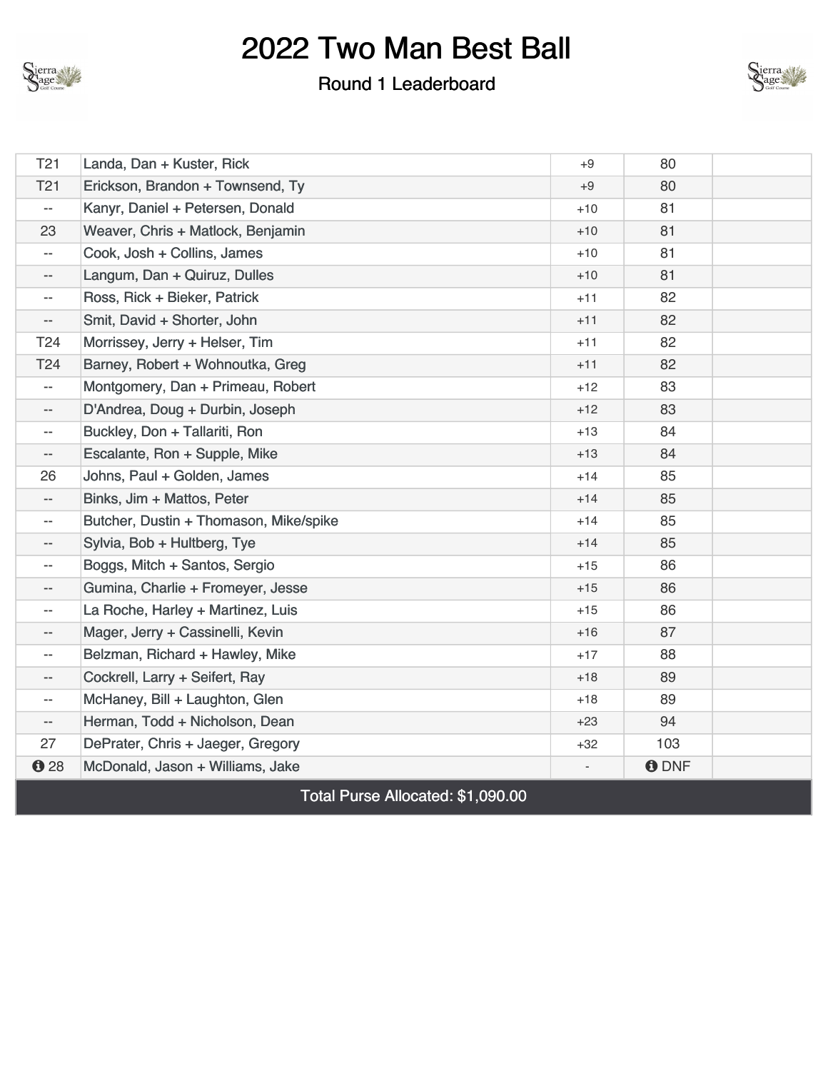# 2022 Two Man Best Ball

## Round 1 Leaderboard

| | | | | |
|---|---|---|---|---|
| T21 | Landa, Dan + Kuster, Rick | +9 | 80 | |
| T21 | Erickson, Brandon + Townsend, Ty | +9 | 80 | |
| -- | Kanyr, Daniel + Petersen, Donald | +10 | 81 | |
| 23 | Weaver, Chris + Matlock, Benjamin | +10 | 81 | |
| -- | Cook, Josh + Collins, James | +10 | 81 | |
| -- | Langum, Dan + Quiruz, Dulles | +10 | 81 | |
| -- | Ross, Rick + Bieker, Patrick | +11 | 82 | |
| -- | Smit, David + Shorter, John | +11 | 82 | |
| T24 | Morrissey, Jerry + Helser, Tim | +11 | 82 | |
| T24 | Barney, Robert + Wohnoutka, Greg | +11 | 82 | |
| -- | Montgomery, Dan + Primeau, Robert | +12 | 83 | |
| -- | D'Andrea, Doug + Durbin, Joseph | +12 | 83 | |
| -- | Buckley, Don + Tallariti, Ron | +13 | 84 | |
| -- | Escalante, Ron + Supple, Mike | +13 | 84 | |
| 26 | Johns, Paul + Golden, James | +14 | 85 | |
| -- | Binks, Jim + Mattos, Peter | +14 | 85 | |
| -- | Butcher, Dustin + Thomason, Mike/spike | +14 | 85 | |
| -- | Sylvia, Bob + Hultberg, Tye | +14 | 85 | |
| -- | Boggs, Mitch + Santos, Sergio | +15 | 86 | |
| -- | Gumina, Charlie + Fromeyer, Jesse | +15 | 86 | |
| -- | La Roche, Harley + Martinez, Luis | +15 | 86 | |
| -- | Mager, Jerry + Cassinelli, Kevin | +16 | 87 | |
| -- | Belzman, Richard + Hawley, Mike | +17 | 88 | |
| -- | Cockrell, Larry + Seifert, Ray | +18 | 89 | |
| -- | McHaney, Bill + Laughton, Glen | +18 | 89 | |
| -- | Herman, Todd + Nicholson, Dean | +23 | 94 | |
| 27 | DePrater, Chris + Jaeger, Gregory | +32 | 103 | |
| 28 | McDonald, Jason + Williams, Jake | - | DNF | |

Total Purse Allocated: $1,090.00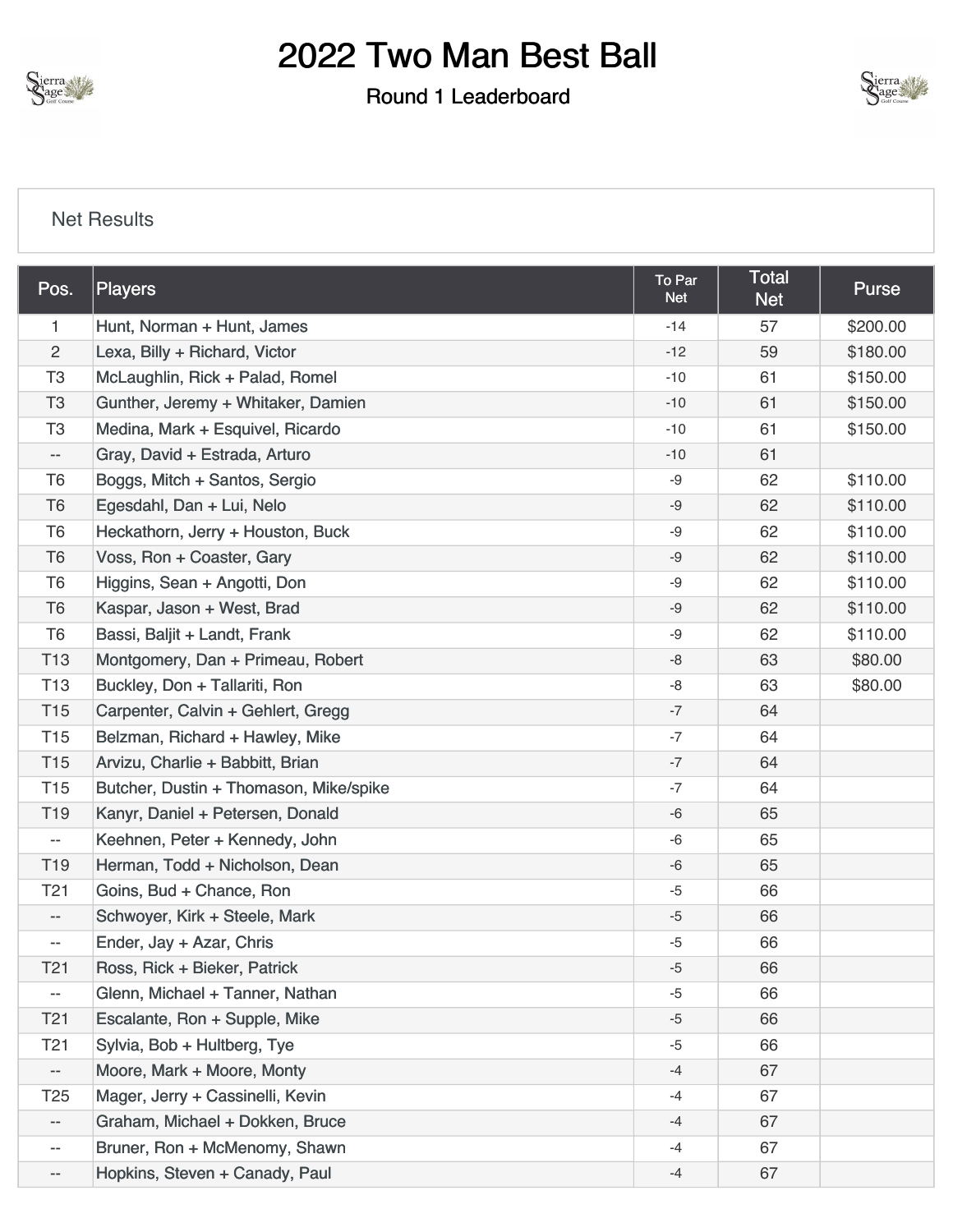# 2022 Two Man Best Ball

### Round 1 Leaderboard

Net Results

| Pos. | Players | To Par Net | Total Net | Purse |
|---|---|---|---|---|
| 1 | Hunt, Norman + Hunt, James | -14 | 57 | $200.00 |
| 2 | Lexa, Billy + Richard, Victor | -12 | 59 | $180.00 |
| T3 | McLaughlin, Rick + Palad, Romel | -10 | 61 | $150.00 |
| T3 | Gunther, Jeremy + Whitaker, Damien | -10 | 61 | $150.00 |
| T3 | Medina, Mark + Esquivel, Ricardo | -10 | 61 | $150.00 |
| -- | Gray, David + Estrada, Arturo | -10 | 61 | |
| T6 | Boggs, Mitch + Santos, Sergio | -9 | 62 | $110.00 |
| T6 | Egesdahl, Dan + Lui, Nelo | -9 | 62 | $110.00 |
| T6 | Heckathorn, Jerry + Houston, Buck | -9 | 62 | $110.00 |
| T6 | Voss, Ron + Coaster, Gary | -9 | 62 | $110.00 |
| T6 | Higgins, Sean + Angotti, Don | -9 | 62 | $110.00 |
| T6 | Kaspar, Jason + West, Brad | -9 | 62 | $110.00 |
| T6 | Bassi, Baljit + Landt, Frank | -9 | 62 | $110.00 |
| T13 | Montgomery, Dan + Primeau, Robert | -8 | 63 | $80.00 |
| T13 | Buckley, Don + Tallariti, Ron | -8 | 63 | $80.00 |
| T15 | Carpenter, Calvin + Gehlert, Gregg | -7 | 64 | |
| T15 | Belzman, Richard + Hawley, Mike | -7 | 64 | |
| T15 | Arvizu, Charlie + Babbitt, Brian | -7 | 64 | |
| T15 | Butcher, Dustin + Thomason, Mike/spike | -7 | 64 | |
| T19 | Kanyr, Daniel + Petersen, Donald | -6 | 65 | |
| -- | Keehnen, Peter + Kennedy, John | -6 | 65 | |
| T19 | Herman, Todd + Nicholson, Dean | -6 | 65 | |
| T21 | Goins, Bud + Chance, Ron | -5 | 66 | |
| -- | Schwoyer, Kirk + Steele, Mark | -5 | 66 | |
| -- | Ender, Jay + Azar, Chris | -5 | 66 | |
| T21 | Ross, Rick + Bieker, Patrick | -5 | 66 | |
| -- | Glenn, Michael + Tanner, Nathan | -5 | 66 | |
| T21 | Escalante, Ron + Supple, Mike | -5 | 66 | |
| T21 | Sylvia, Bob + Hultberg, Tye | -5 | 66 | |
| -- | Moore, Mark + Moore, Monty | -4 | 67 | |
| T25 | Mager, Jerry + Cassinelli, Kevin | -4 | 67 | |
| -- | Graham, Michael + Dokken, Bruce | -4 | 67 | |
| -- | Bruner, Ron + McMenomy, Shawn | -4 | 67 | |
| -- | Hopkins, Steven + Canady, Paul | -4 | 67 | |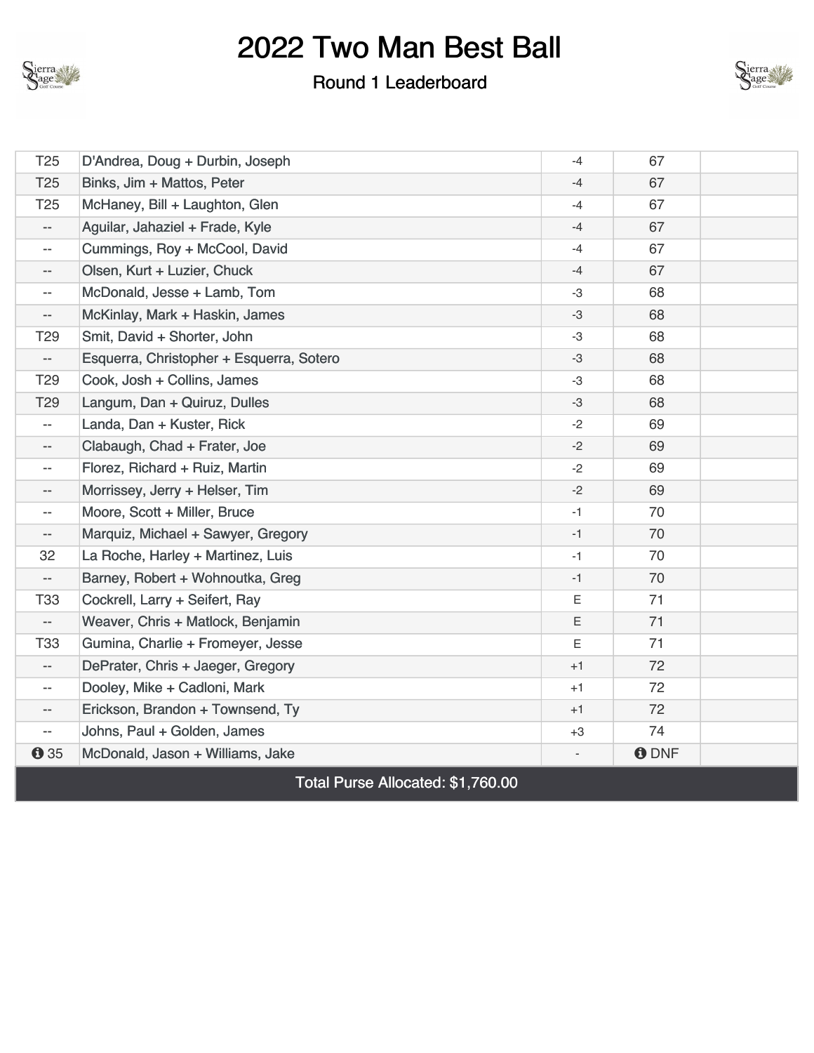# 2022 Two Man Best Ball

## Round 1 Leaderboard

| | | | | |
|---|---|---|---|---|
| T25 | D'Andrea, Doug + Durbin, Joseph | -4 | 67 | |
| T25 | Binks, Jim + Mattos, Peter | -4 | 67 | |
| T25 | McHaney, Bill + Laughton, Glen | -4 | 67 | |
| -- | Aguilar, Jahaziel + Frade, Kyle | -4 | 67 | |
| -- | Cummings, Roy + McCool, David | -4 | 67 | |
| -- | Olsen, Kurt + Luzier, Chuck | -4 | 67 | |
| -- | McDonald, Jesse + Lamb, Tom | -3 | 68 | |
| -- | McKinlay, Mark + Haskin, James | -3 | 68 | |
| T29 | Smit, David + Shorter, John | -3 | 68 | |
| -- | Esquerra, Christopher + Esquerra, Sotero | -3 | 68 | |
| T29 | Cook, Josh + Collins, James | -3 | 68 | |
| T29 | Langum, Dan + Quiruz, Dulles | -3 | 68 | |
| -- | Landa, Dan + Kuster, Rick | -2 | 69 | |
| -- | Clabaugh, Chad + Frater, Joe | -2 | 69 | |
| -- | Florez, Richard + Ruiz, Martin | -2 | 69 | |
| -- | Morrissey, Jerry + Helser, Tim | -2 | 69 | |
| -- | Moore, Scott + Miller, Bruce | -1 | 70 | |
| -- | Marquiz, Michael + Sawyer, Gregory | -1 | 70 | |
| 32 | La Roche, Harley + Martinez, Luis | -1 | 70 | |
| -- | Barney, Robert + Wohnoutka, Greg | -1 | 70 | |
| T33 | Cockrell, Larry + Seifert, Ray | E | 71 | |
| -- | Weaver, Chris + Matlock, Benjamin | E | 71 | |
| T33 | Gumina, Charlie + Fromeyer, Jesse | E | 71 | |
| -- | DePrater, Chris + Jaeger, Gregory | +1 | 72 | |
| -- | Dooley, Mike + Cadloni, Mark | +1 | 72 | |
| -- | Erickson, Brandon + Townsend, Ty | +1 | 72 | |
| -- | Johns, Paul + Golden, James | +3 | 74 | |
| 35 | McDonald, Jason + Williams, Jake | - | DNF | |

Total Purse Allocated: $1,760.00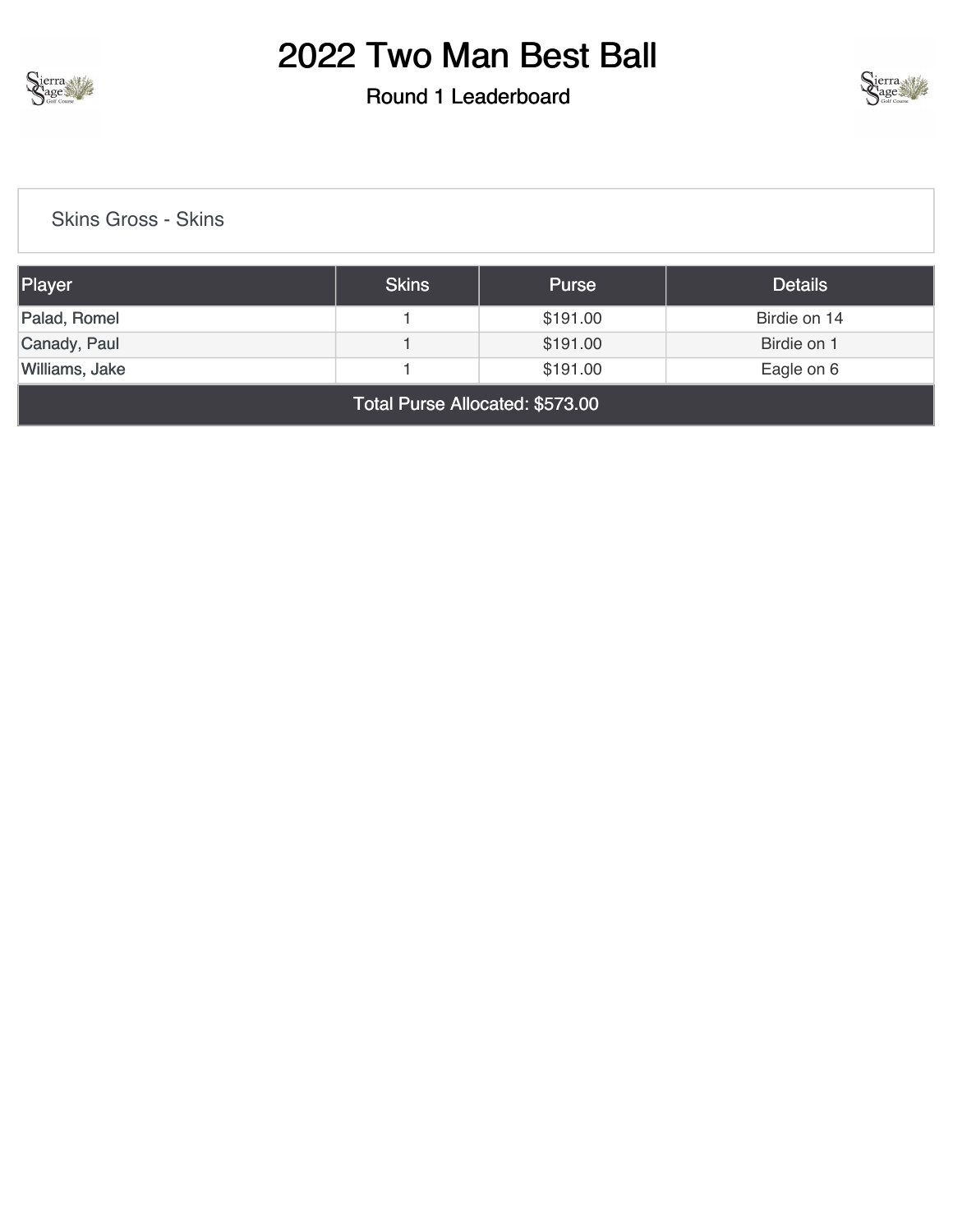# 2022 Two Man Best Ball

## Round 1 Leaderboard

Skins Gross - Skins

| Player | Skins | Purse | Details |
| --- | --- | --- | --- |
| Palad, Romel | 1 | $191.00 | Birdie on 14 |
| Canady, Paul | 1 | $191.00 | Birdie on 1 |
| Williams, Jake | 1 | $191.00 | Eagle on 6 |
| Total Purse Allocated: $573.00 | | | |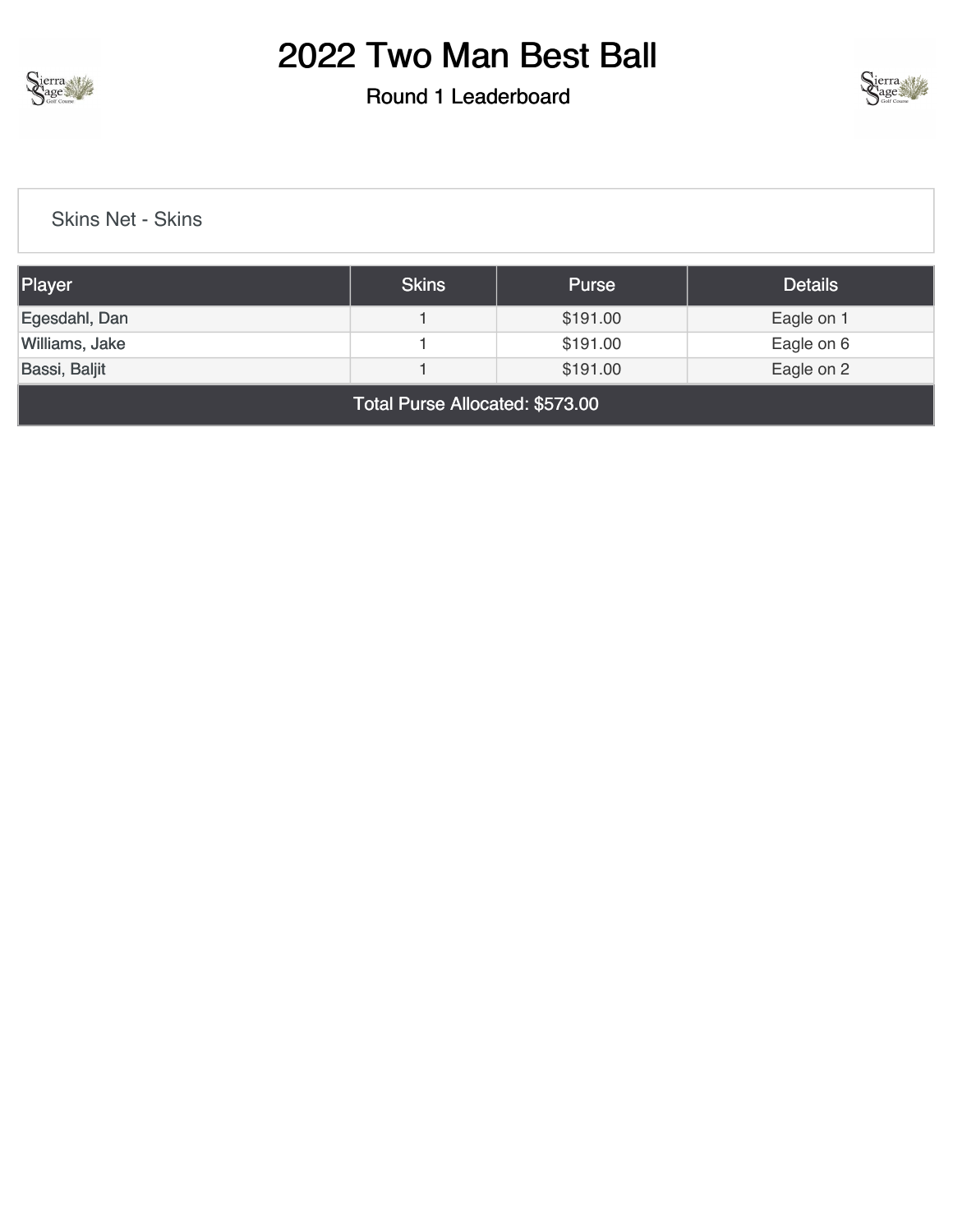# 2022 Two Man Best Ball

## Round 1 Leaderboard

Skins Net - Skins

| Player | Skins | Purse | Details |
|---|---|---|---|
| Egesdahl, Dan | 1 | $191.00 | Eagle on 1 |
| Williams, Jake | 1 | $191.00 | Eagle on 6 |
| Bassi, Baljit | 1 | $191.00 | Eagle on 2 |
| Total Purse Allocated: $573.00 | | | |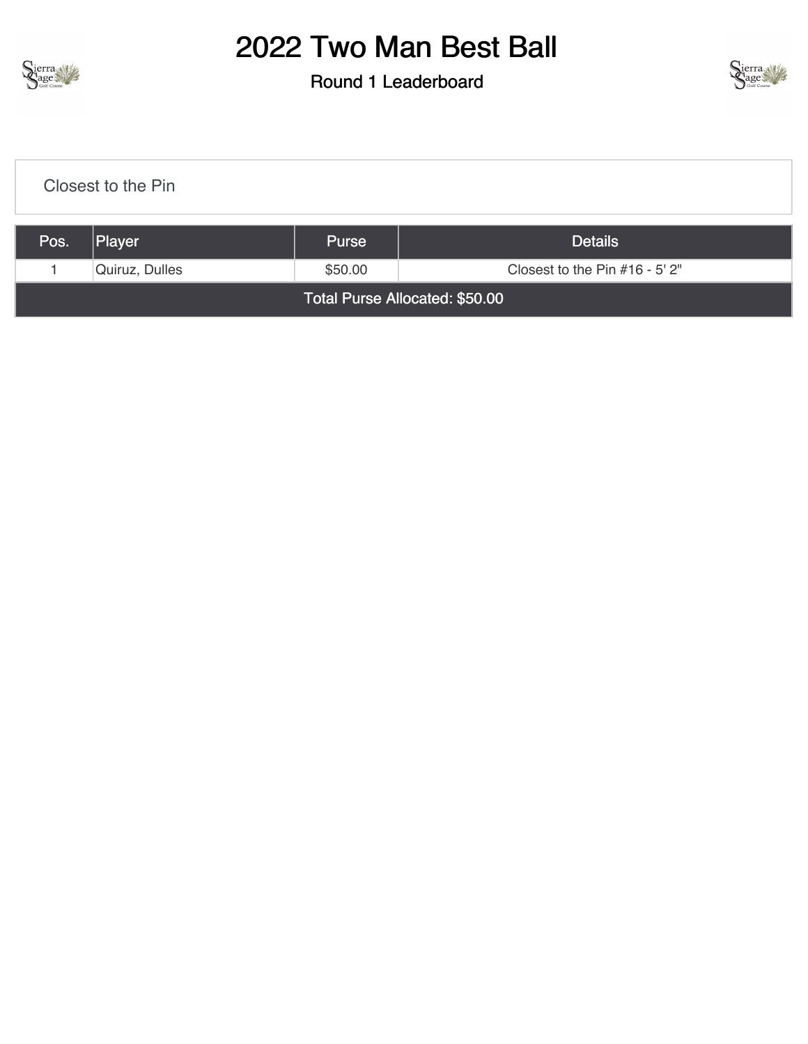# 2022 Two Man Best Ball

## Round 1 Leaderboard

Closest to the Pin

| Pos. | Player | Purse | Details |
|---|---|---|---|
| 1 | Quiruz, Dulles | $50.00 | Closest to the Pin #16 - 5' 2" |
| Total Purse Allocated: $50.00 | | | |